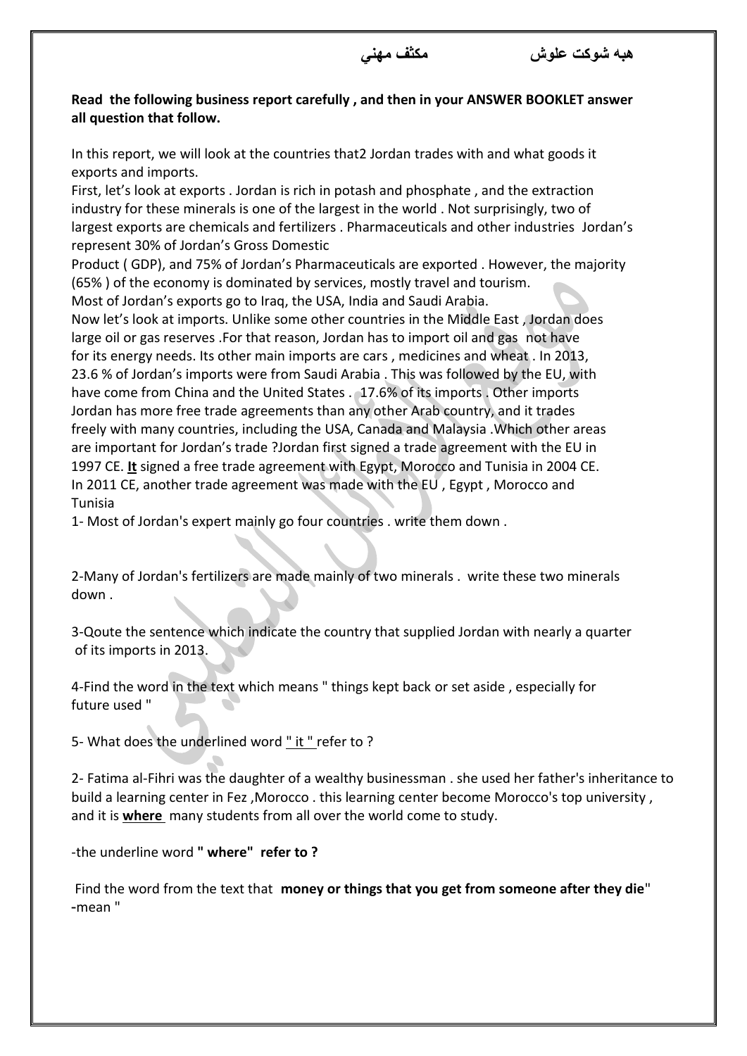هبه شوكت علوش مكثف مهني

**Read the following business report carefully , and then in your ANSWER BOOKLET answer all question that follow.**

In this report, we will look at the countries that2 Jordan trades with and what goods it exports and imports.
First, let's look at exports . Jordan is rich in potash and phosphate , and the extraction industry for these minerals is one of the largest in the world . Not surprisingly, two of largest exports are chemicals and fertilizers . Pharmaceuticals and other industries Jordan's represent 30% of Jordan's Gross Domestic
Product ( GDP), and 75% of Jordan's Pharmaceuticals are exported . However, the majority (65% ) of the economy is dominated by services, mostly travel and tourism.
Most of Jordan's exports go to Iraq, the USA, India and Saudi Arabia.
Now let's look at imports. Unlike some other countries in the Middle East , Jordan does large oil or gas reserves .For that reason, Jordan has to import oil and gas not have for its energy needs. Its other main imports are cars , medicines and wheat . In 2013, 23.6 % of Jordan's imports were from Saudi Arabia . This was followed by the EU, with have come from China and the United States . 17.6% of its imports . Other imports
Jordan has more free trade agreements than any other Arab country, and it trades freely with many countries, including the USA, Canada and Malaysia .Which other areas are important for Jordan's trade ?Jordan first signed a trade agreement with the EU in 1997 CE. **It** signed a free trade agreement with Egypt, Morocco and Tunisia in 2004 CE. In 2011 CE, another trade agreement was made with the EU , Egypt , Morocco and Tunisia

1- Most of Jordan's expert mainly go four countries . write them down .

2-Many of Jordan's fertilizers are made mainly of two minerals . write these two minerals down .

3-Qoute the sentence which indicate the country that supplied Jordan with nearly a quarter of its imports in 2013.

4-Find the word in the text which means " things kept back or set aside , especially for future used "

5- What does the underlined word " it " refer to ?

2- Fatima al-Fihri was the daughter of a wealthy businessman . she used her father's inheritance to build a learning center in Fez ,Morocco . this learning center become Morocco's top university , and it is **where** many students from all over the world come to study.

-the underline word **" where" refer to ?**

Find the word from the text that **money or things that you get from someone after they die**" -mean "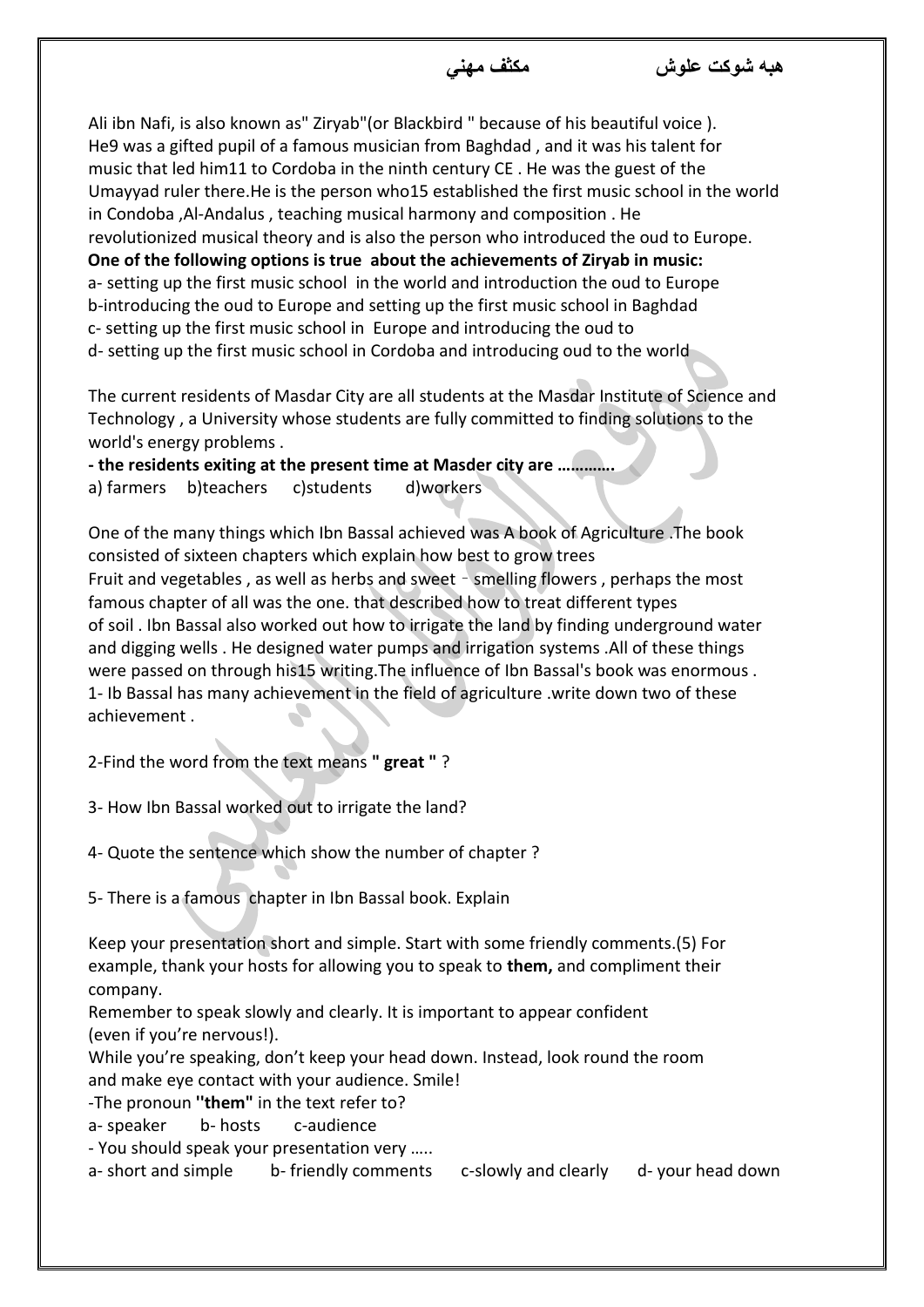مكثف مهني هبه شوكت علوش

Ali ibn Nafi, is also known as" Ziryab"(or Blackbird " because of his beautiful voice ). He9 was a gifted pupil of a famous musician from Baghdad , and it was his talent for music that led him11 to Cordoba in the ninth century CE . He was the guest of the Umayyad ruler there.He is the person who15 established the first music school in the world in Condoba ,Al-Andalus , teaching musical harmony and composition . He revolutionized musical theory and is also the person who introduced the oud to Europe.

**One of the following options is true about the achievements of Ziryab in music:**

a- setting up the first music school in the world and introduction the oud to Europe
b-introducing the oud to Europe and setting up the first music school in Baghdad
c- setting up the first music school in Europe and introducing the oud to
d- setting up the first music school in Cordoba and introducing oud to the world

The current residents of Masdar City are all students at the Masdar Institute of Science and Technology , a University whose students are fully committed to finding solutions to the world's energy problems .

**- the residents exiting at the present time at Masder city are …………**

a) farmers b)teachers c)students d)workers

One of the many things which Ibn Bassal achieved was A book of Agriculture .The book consisted of sixteen chapters which explain how best to grow trees Fruit and vegetables , as well as herbs and sweet – smelling flowers , perhaps the most famous chapter of all was the one. that described how to treat different types of soil . Ibn Bassal also worked out how to irrigate the land by finding underground water and digging wells . He designed water pumps and irrigation systems .All of these things were passed on through his15 writing.The influence of Ibn Bassal's book was enormous .

1- Ib Bassal has many achievement in the field of agriculture .write down two of these achievement .

2-Find the word from the text means **" great "** ?

3- How Ibn Bassal worked out to irrigate the land?

4- Quote the sentence which show the number of chapter ?

5- There is a famous chapter in Ibn Bassal book. Explain

Keep your presentation short and simple. Start with some friendly comments.(5) For example, thank your hosts for allowing you to speak to **them,** and compliment their company.
Remember to speak slowly and clearly. It is important to appear confident (even if you're nervous!).
While you're speaking, don't keep your head down. Instead, look round the room and make eye contact with your audience. Smile!

-The pronoun **''them''** in the text refer to?

a- speaker b- hosts c-audience

- You should speak your presentation very …..

a- short and simple b- friendly comments c-slowly and clearly d- your head down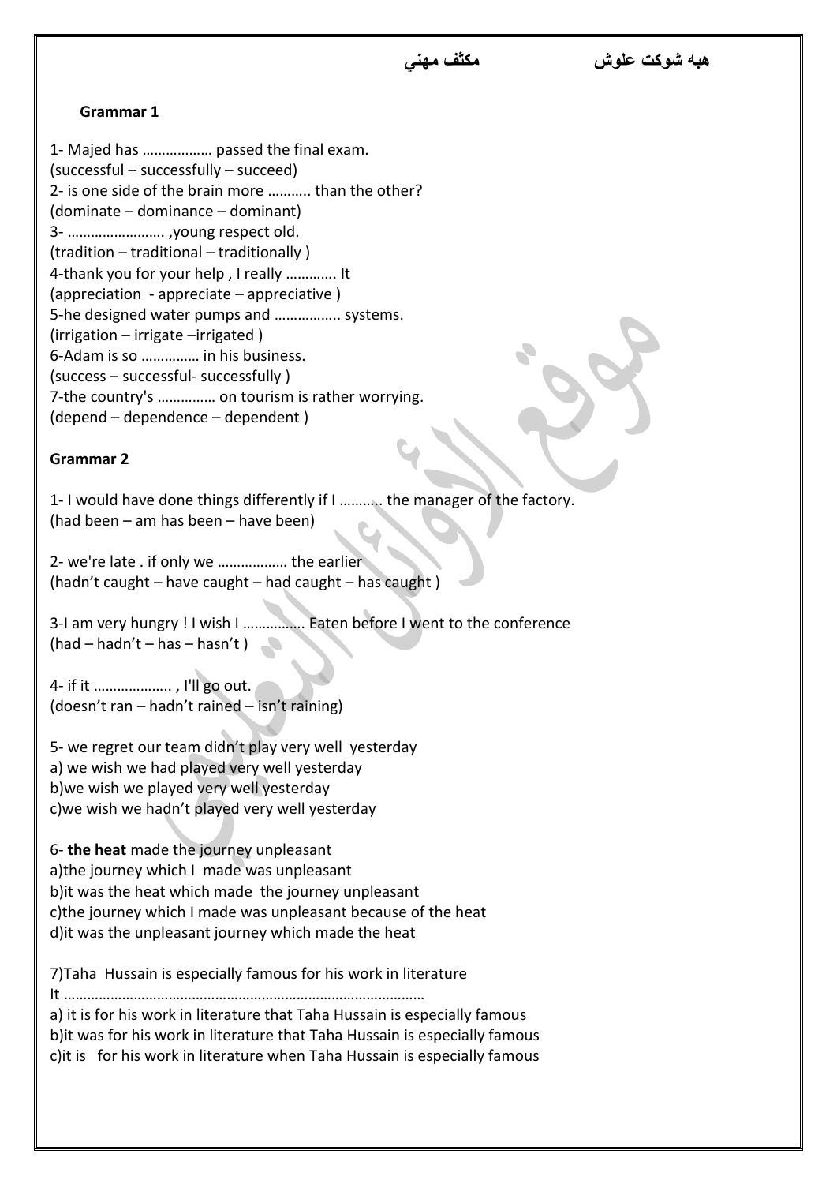مكثف مهني هبه شوكت علوش

**Grammar 1**

1- Majed has ……………… passed the final exam.
(successful – successfully – succeed)
2- is one side of the brain more ……….. than the other?
(dominate – dominance – dominant)
3- ……………………. ,young respect old.
(tradition – traditional – traditionally )
4-thank you for your help , I really …………. It
(appreciation - appreciate – appreciative )
5-he designed water pumps and …………….. systems.
(irrigation – irrigate –irrigated )
6-Adam is so …………… in his business.
(success – successful- successfully )
7-the country's …………… on tourism is rather worrying.
(depend – dependence – dependent )

**Grammar 2**

1- I would have done things differently if I ……….. the manager of the factory.
(had been – am has been – have been)

2- we're late . if only we ……………… the earlier
(hadn't caught – have caught – had caught – has caught )

3-I am very hungry ! I wish I ……………. Eaten before I went to the conference
(had – hadn't – has – hasn't )

4- if it ……………….. , I'll go out.
(doesn't ran – hadn't rained – isn't raining)

5- we regret our team didn't play very well yesterday
a) we wish we had played very well yesterday
b)we wish we played very well yesterday
c)we wish we hadn't played very well yesterday

6- **the heat** made the journey unpleasant
a)the journey which I made was unpleasant
b)it was the heat which made the journey unpleasant
c)the journey which I made was unpleasant because of the heat
d)it was the unpleasant journey which made the heat

7)Taha Hussain is especially famous for his work in literature
It ……………………………………………………………………………….
a) it is for his work in literature that Taha Hussain is especially famous
b)it was for his work in literature that Taha Hussain is especially famous
c)it is for his work in literature when Taha Hussain is especially famous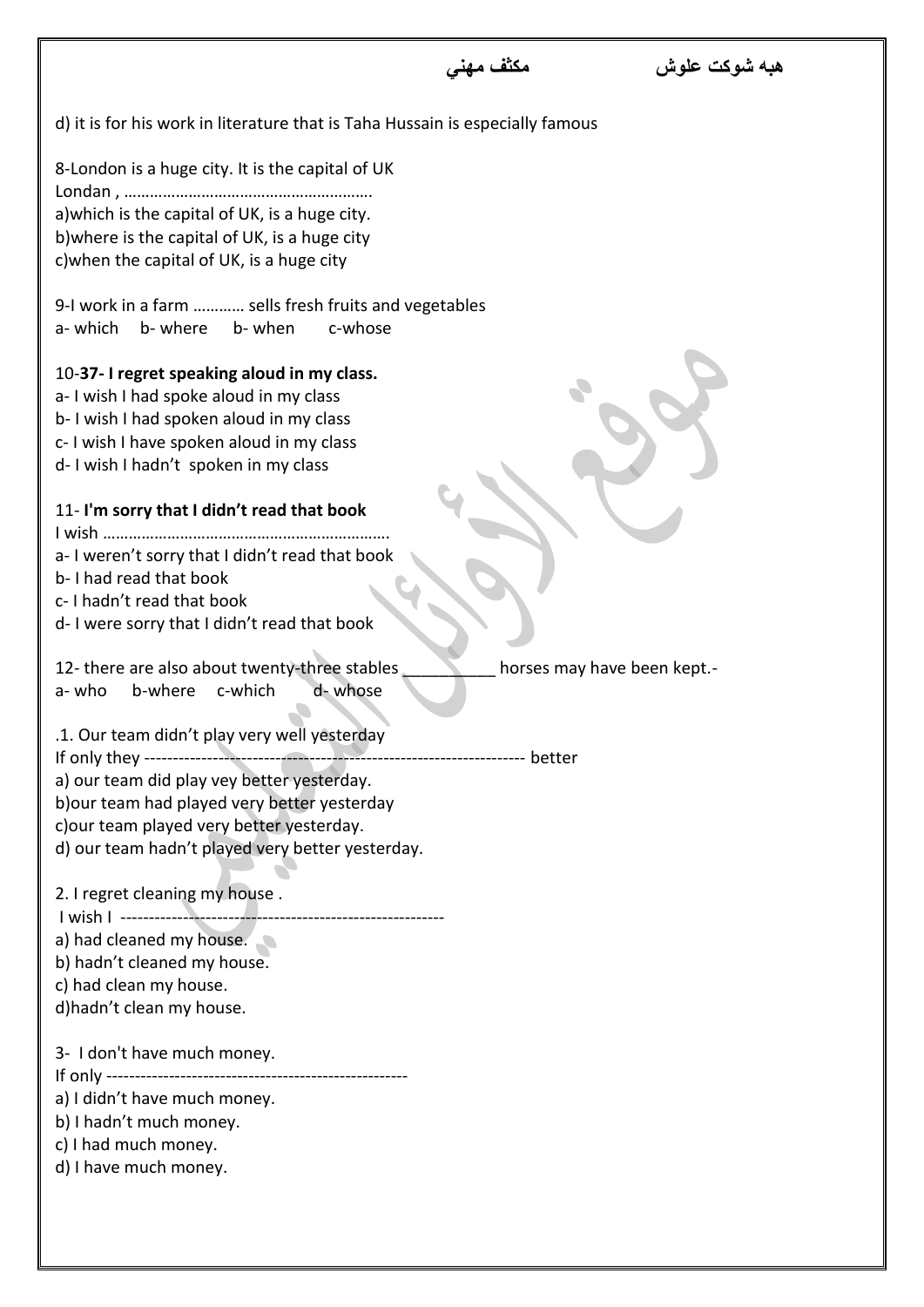d) it is for his work in literature that is Taha Hussain is especially famous

8-London is a huge city. It is the capital of UK
Londan , ……………………………………………….
a)which is the capital of UK, is a huge city.
b)where is the capital of UK, is a huge city
c)when the capital of UK, is a huge city

9-I work in a farm ………… sells fresh fruits and vegetables
a- which b- where b- when c-whose

10-**37- I regret speaking aloud in my class.**
a- I wish I had spoke aloud in my class
b- I wish I had spoken aloud in my class
c- I wish I have spoken aloud in my class
d- I wish I hadn't spoken in my class

11- **I'm sorry that I didn't read that book**
I wish ………………………………………………………….
a- I weren't sorry that I didn't read that book
b- I had read that book
c- I hadn't read that book
d- I were sorry that I didn't read that book

12- there are also about twenty-three stables __________ horses may have been kept.-
a- who b-where c-which d- whose

.1. Our team didn't play very well yesterday
If only they ------------------------------------------------------------------ better
a) our team did play vey better yesterday.
b)our team had played very better yesterday
c)our team played very better yesterday.
d) our team hadn't played very better yesterday.

2. I regret cleaning my house .
I wish I ---------------------------------------------------------
a) had cleaned my house.
b) hadn't cleaned my house.
c) had clean my house.
d)hadn't clean my house.

3- I don't have much money.
If only -----------------------------------------------------
a) I didn't have much money.
b) I hadn't much money.
c) I had much money.
d) I have much money.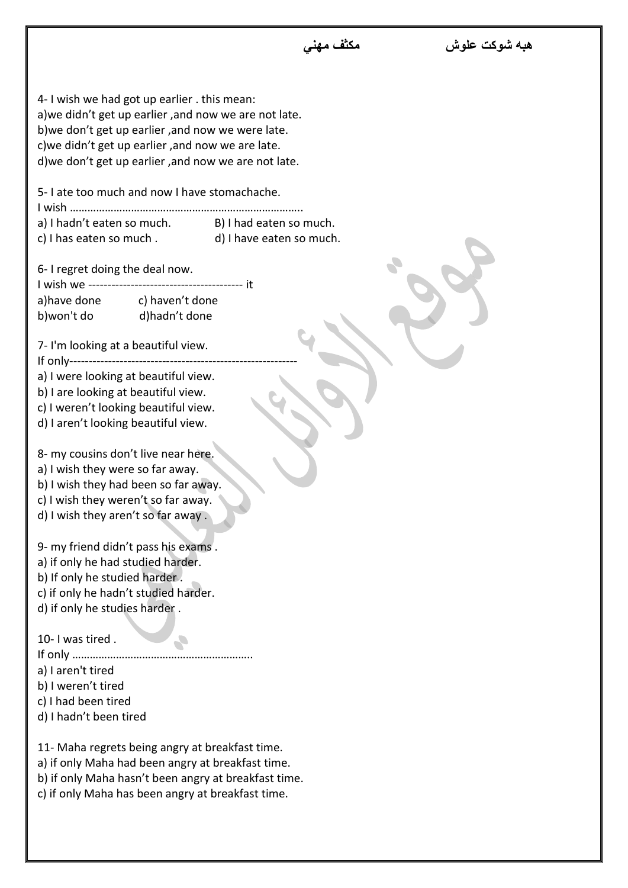هبه شوكت علوش مكثف مهني

4- I wish we had got up earlier . this mean:
a)we didn't get up earlier ,and now we are not late.
b)we don't get up earlier ,and now we were late.
c)we didn't get up earlier ,and now we are late.
d)we don't get up earlier ,and now we are not late.

5- I ate too much and now I have stomachache.
I wish …………………………………………………………………..
a) I hadn't eaten so much. B) I had eaten so much.
c) I has eaten so much . d) I have eaten so much.

6- I regret doing the deal now.
I wish we --------------------------------------- it
a)have done c) haven't done
b)won't do d)hadn't done

7- I'm looking at a beautiful view.
If only----------------------------------------------------------
a) I were looking at beautiful view.
b) I are looking at beautiful view.
c) I weren't looking beautiful view.
d) I aren't looking beautiful view.

8- my cousins don't live near here.
a) I wish they were so far away.
b) I wish they had been so far away.
c) I wish they weren't so far away.
d) I wish they aren't so far away .

9- my friend didn't pass his exams .
a) if only he had studied harder.
b) If only he studied harder .
c) if only he hadn't studied harder.
d) if only he studies harder .

10- I was tired .
If only …………………………………………………..
a) I aren't tired
b) I weren't tired
c) I had been tired
d) I hadn't been tired

11- Maha regrets being angry at breakfast time.
a) if only Maha had been angry at breakfast time.
b) if only Maha hasn't been angry at breakfast time.
c) if only Maha has been angry at breakfast time.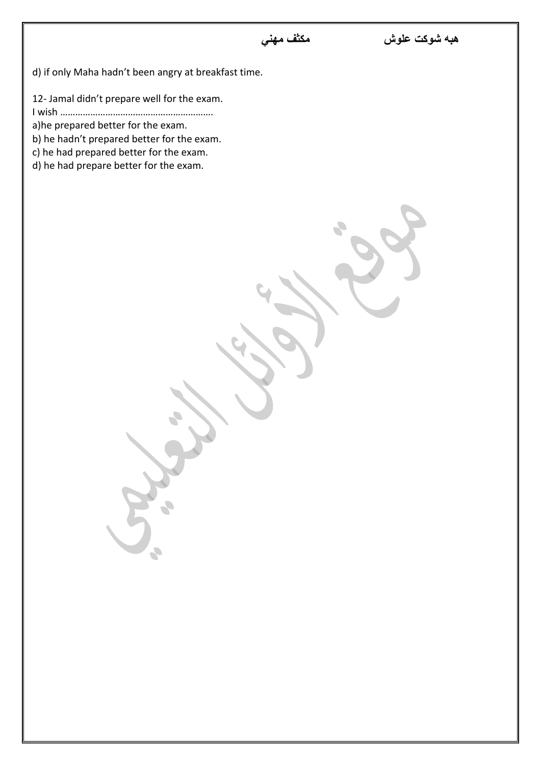d) if only Maha hadn’t been angry at breakfast time.

12- Jamal didn’t prepare well for the exam.
I wish …………………………………………………..
a)he prepared better for the exam.
b) he hadn’t prepared better for the exam.
c) he had prepared better for the exam.
d) he had prepare better for the exam.